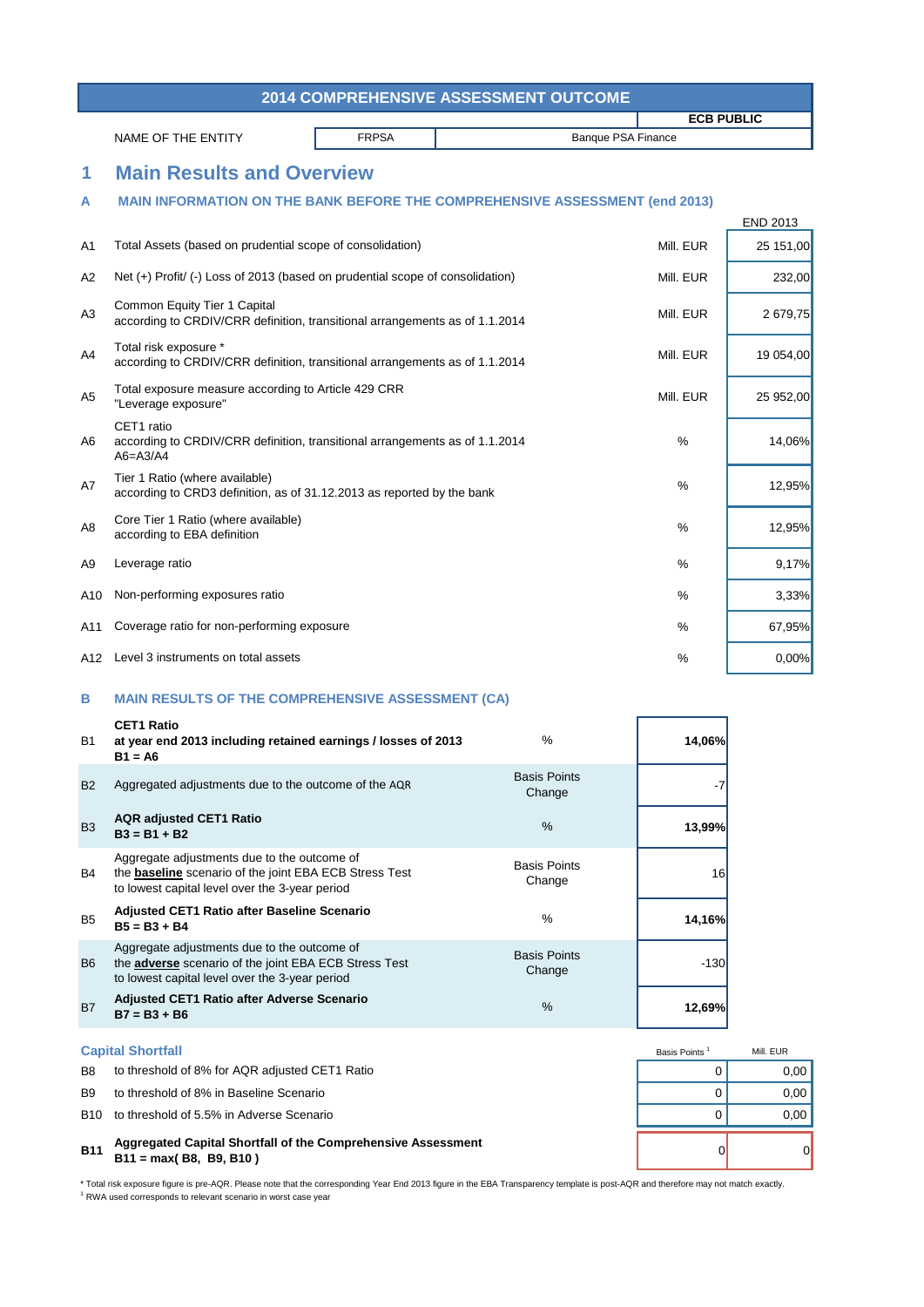# 2014 COMPREHENSIVE ASSESSMENT OUTCOME

**ECB PUBLIC**

| NAME OF THE ENTITY | FRPSA | Banque PSA Finance |
|---|---|---|

## 1 Main Results and Overview

### A MAIN INFORMATION ON THE BANK BEFORE THE COMPREHENSIVE ASSESSMENT (end 2013)

| | | | END 2013 |
|---|---|---|---|
| A1 | Total Assets (based on prudential scope of consolidation) | Mill. EUR | 25 151,00 |
| A2 | Net (+) Profit/ (-) Loss of 2013 (based on prudential scope of consolidation) | Mill. EUR | 232,00 |
| A3 | Common Equity Tier 1 Capital according to CRDIV/CRR definition, transitional arrangements as of 1.1.2014 | Mill. EUR | 2 679,75 |
| A4 | Total risk exposure * according to CRDIV/CRR definition, transitional arrangements as of 1.1.2014 | Mill. EUR | 19 054,00 |
| A5 | Total exposure measure according to Article 429 CRR "Leverage exposure" | Mill. EUR | 25 952,00 |
| A6 | CET1 ratio according to CRDIV/CRR definition, transitional arrangements as of 1.1.2014 A6=A3/A4 | % | 14,06% |
| A7 | Tier 1 Ratio (where available) according to CRD3 definition, as of 31.12.2013 as reported by the bank | % | 12,95% |
| A8 | Core Tier 1 Ratio (where available) according to EBA definition | % | 12,95% |
| A9 | Leverage ratio | % | 9,17% |
| A10 | Non-performing exposures ratio | % | 3,33% |
| A11 | Coverage ratio for non-performing exposure | % | 67,95% |
| A12 | Level 3 instruments on total assets | % | 0,00% |

### B MAIN RESULTS OF THE COMPREHENSIVE ASSESSMENT (CA)

| | | | |
|---|---|---|---|
| B1 | **CET1 Ratio at year end 2013 including retained earnings / losses of 2013 B1 = A6** | % | **14,06%** |
| B2 | Aggregated adjustments due to the outcome of the AQR | Basis Points Change | -7 |
| B3 | **AQR adjusted CET1 Ratio B3 = B1 + B2** | % | **13,99%** |
| B4 | Aggregate adjustments due to the outcome of the **baseline** scenario of the joint EBA ECB Stress Test to lowest capital level over the 3-year period | Basis Points Change | 16 |
| B5 | **Adjusted CET1 Ratio after Baseline Scenario B5 = B3 + B4** | % | **14,16%** |
| B6 | Aggregate adjustments due to the outcome of the **adverse** scenario of the joint EBA ECB Stress Test to lowest capital level over the 3-year period | Basis Points Change | -130 |
| B7 | **Adjusted CET1 Ratio after Adverse Scenario B7 = B3 + B6** | % | **12,69%** |

#### Capital Shortfall

| | | Basis Points [1] | Mill. EUR |
|---|---|---|---|
| B8 | to threshold of 8% for AQR adjusted CET1 Ratio | 0 | 0,00 |
| B9 | to threshold of 8% in Baseline Scenario | 0 | 0,00 |
| B10 | to threshold of 5.5% in Adverse Scenario | 0 | 0,00 |
| **B11** | **Aggregated Capital Shortfall of the Comprehensive Assessment B11 = max( B8, B9, B10 )** | 0 | 0 |

\* Total risk exposure figure is pre-AQR. Please note that the corresponding Year End 2013 figure in the EBA Transparency template is post-AQR and therefore may not match exactly.

[1] RWA used corresponds to relevant scenario in worst case year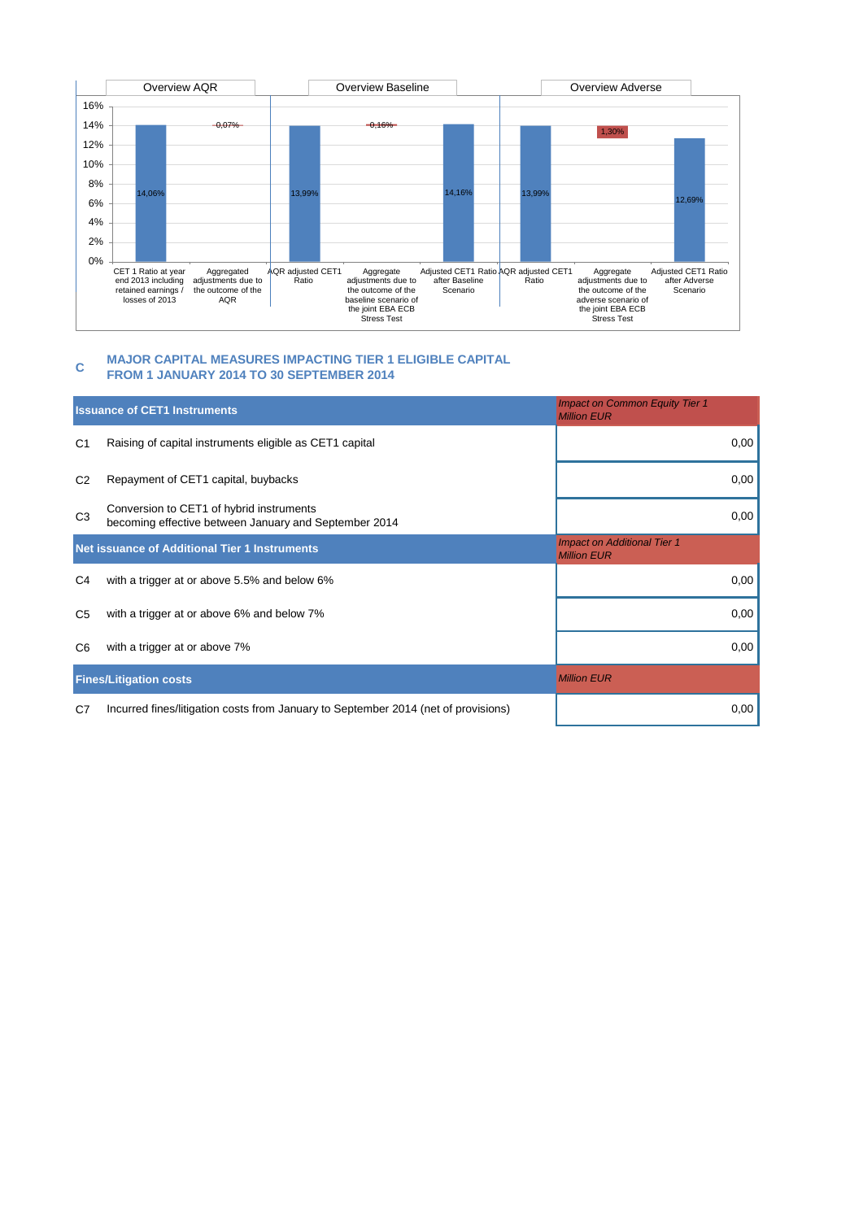Overview AQR

Overview Baseline

Overview Adverse

16%
14%
12%
10%
8%
6%
4%
2%
0%

14,06%

-0,07%

13,99%

-0,16%

14,16%

13,99%

1,30%

12,69%

CET 1 Ratio at year end 2013 including retained earnings / losses of 2013

Aggregated adjustments due to the outcome of the AQR

AQR adjusted CET1 Ratio

Aggregate adjustments due to the outcome of the baseline scenario of the joint EBA ECB Stress Test

Adjusted CET1 Ratio after Baseline Scenario

AQR adjusted CET1 Ratio

Aggregate adjustments due to the outcome of the adverse scenario of the joint EBA ECB Stress Test

Adjusted CET1 Ratio after Adverse Scenario

## C MAJOR CAPITAL MEASURES IMPACTING TIER 1 ELIGIBLE CAPITAL FROM 1 JANUARY 2014 TO 30 SEPTEMBER 2014

| | **Issuance of CET1 Instruments** | *Impact on Common Equity Tier 1 Million EUR* |
|---|---|---|
| C1 | Raising of capital instruments eligible as CET1 capital | 0,00 |
| C2 | Repayment of CET1 capital, buybacks | 0,00 |
| C3 | Conversion to CET1 of hybrid instruments becoming effective between January and September 2014 | 0,00 |
| | **Net issuance of Additional Tier 1 Instruments** | *Impact on Additional Tier 1 Million EUR* |
| C4 | with a trigger at or above 5.5% and below 6% | 0,00 |
| C5 | with a trigger at or above 6% and below 7% | 0,00 |
| C6 | with a trigger at or above 7% | 0,00 |
| | **Fines/Litigation costs** | *Million EUR* |
| C7 | Incurred fines/litigation costs from January to September 2014 (net of provisions) | 0,00 |